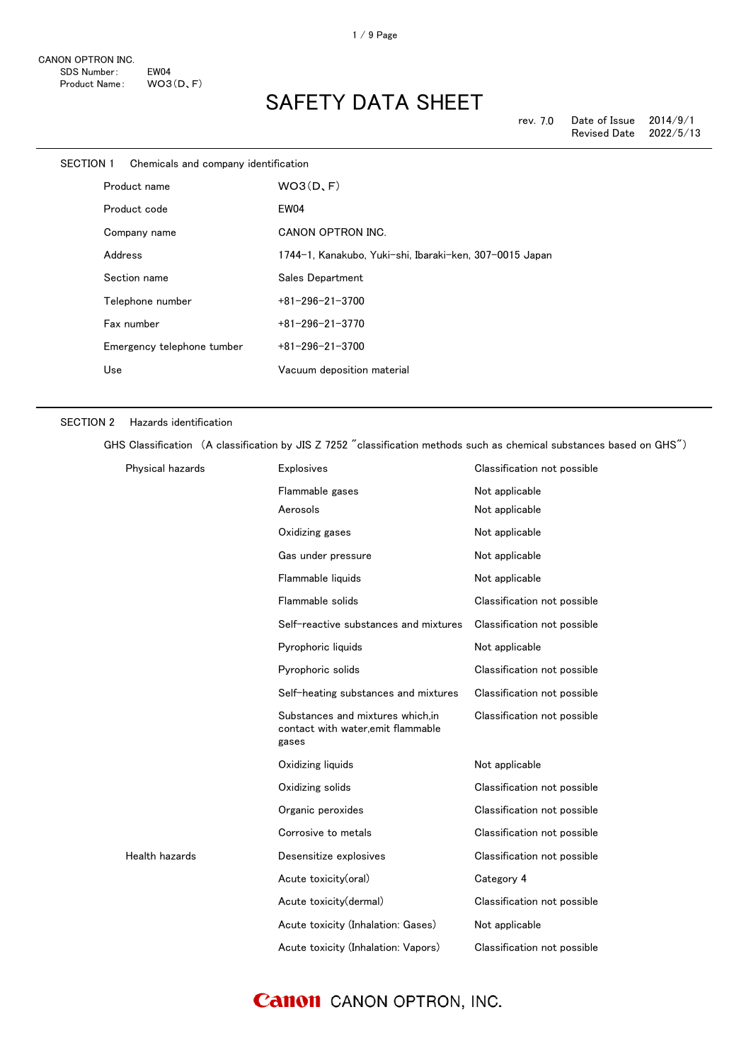CANON OPTRON INC.
SDS Number: EW04
Product Name: WO3(D、F)

# SAFETY DATA SHEET

rev. 7.0　Date of Issue 2014/9/1
Revised Date 2022/5/13

## SECTION 1　Chemicals and company identification

| | |
|---|---|
| Product name | WO3(D、F) |
| Product code | EW04 |
| Company name | CANON OPTRON INC. |
| Address | 1744-1, Kanakubo, Yuki-shi, Ibaraki-ken, 307-0015 Japan |
| Section name | Sales Department |
| Telephone number | +81-296-21-3700 |
| Fax number | +81-296-21-3770 |
| Emergency telephone tumber | +81-296-21-3700 |
| Use | Vacuum deposition material |

## SECTION 2　Hazards identification

GHS Classification (A classification by JIS Z 7252 "classification methods such as chemical substances based on GHS")

| | | |
|---|---|---|
| Physical hazards | Explosives | Classification not possible |
| | Flammable gases | Not applicable |
| | Aerosols | Not applicable |
| | Oxidizing gases | Not applicable |
| | Gas under pressure | Not applicable |
| | Flammable liquids | Not applicable |
| | Flammable solids | Classification not possible |
| | Self-reactive substances and mixtures | Classification not possible |
| | Pyrophoric liquids | Not applicable |
| | Pyrophoric solids | Classification not possible |
| | Self-heating substances and mixtures | Classification not possible |
| | Substances and mixtures which,in contact with water,emit flammable gases | Classification not possible |
| | Oxidizing liquids | Not applicable |
| | Oxidizing solids | Classification not possible |
| | Organic peroxides | Classification not possible |
| | Corrosive to metals | Classification not possible |
| Health hazards | Desensitize explosives | Classification not possible |
| | Acute toxicity(oral) | Category 4 |
| | Acute toxicity(dermal) | Classification not possible |
| | Acute toxicity (Inhalation: Gases) | Not applicable |
| | Acute toxicity (Inhalation: Vapors) | Classification not possible |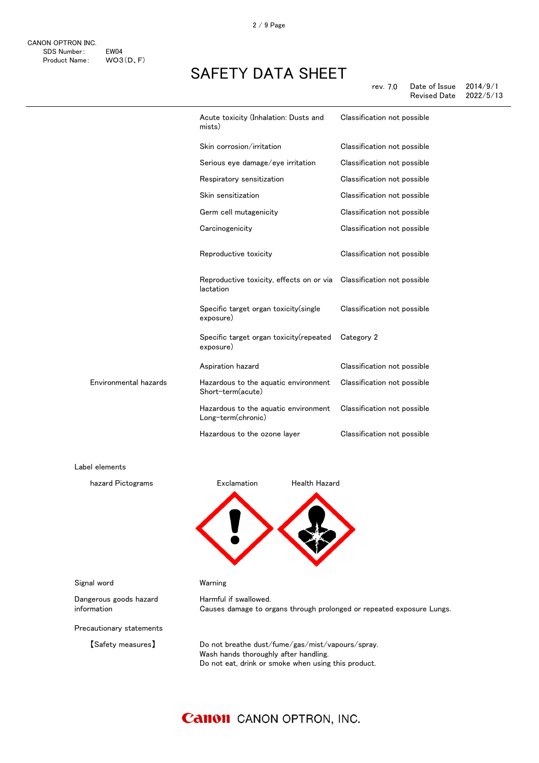| | | |
|---|---|---|
| | Acute toxicity (Inhalation: Dusts and mists) | Classification not possible |
| | Skin corrosion/irritation | Classification not possible |
| | Serious eye damage/eye irritation | Classification not possible |
| | Respiratory sensitization | Classification not possible |
| | Skin sensitization | Classification not possible |
| | Germ cell mutagenicity | Classification not possible |
| | Carcinogenicity | Classification not possible |
| | Reproductive toxicity | Classification not possible |
| | Reproductive toxicity, effects on or via lactation | Classification not possible |
| | Specific target organ toxicity(single exposure) | Classification not possible |
| | Specific target organ toxicity(repeated exposure) | Category 2 |
| | Aspiration hazard | Classification not possible |
| Environmental hazards | Hazardous to the aquatic environment Short-term(acute) | Classification not possible |
| | Hazardous to the aquatic environment Long-term(chronic) | Classification not possible |
| | Hazardous to the ozone layer | Classification not possible |

Label elements

hazard Pictograms: Exclamation, Health Hazard

Signal word: Warning

Dangerous goods hazard information:
Harmful if swallowed.
Causes damage to organs through prolonged or repeated exposure Lungs.

Precautionary statements

【Safety measures】
Do not breathe dust/fume/gas/mist/vapours/spray.
Wash hands thoroughly after handling.
Do not eat, drink or smoke when using this product.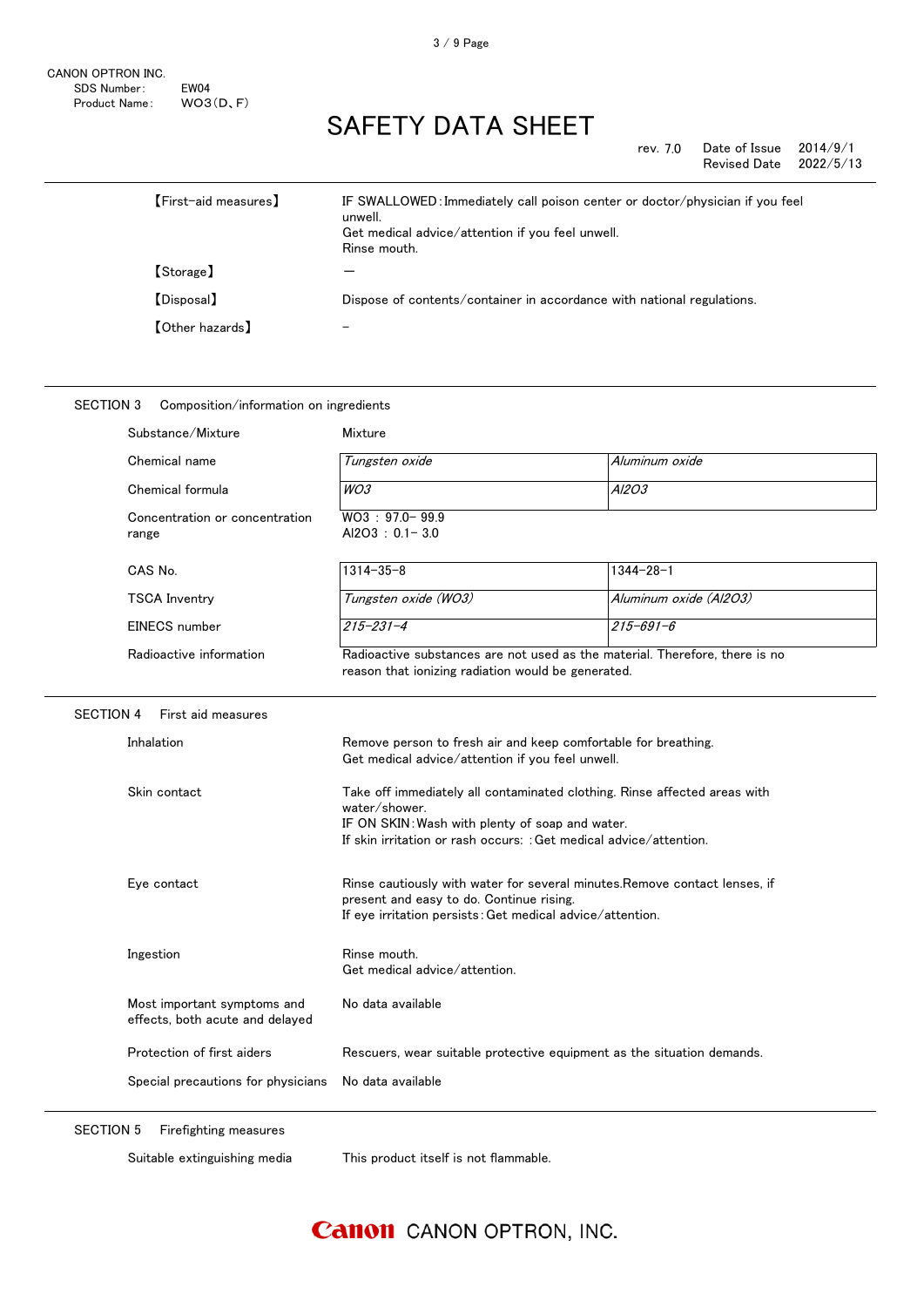| | |
|---|---|
| 【First-aid measures】 | IF SWALLOWED: Immediately call poison center or doctor/physician if you feel unwell.<br>Get medical advice/attention if you feel unwell.<br>Rinse mouth. |
| 【Storage】 | — |
| 【Disposal】 | Dispose of contents/container in accordance with national regulations. |
| 【Other hazards】 | – |

## SECTION 3 Composition/information on ingredients

Substance/Mixture: Mixture

| | | |
|---|---|---|
| Chemical name | *Tungsten oxide* | *Aluminum oxide* |
| Chemical formula | *$WO_3$* | *$Al_2O_3$* |
| Concentration or concentration range | $WO_3$ : 97.0– 99.9<br>$Al_2O_3$ : 0.1– 3.0 | |
| CAS No. | 1314-35-8 | 1344-28-1 |
| TSCA Inventry | *Tungsten oxide ($WO_3$)* | *Aluminum oxide ($Al_2O_3$)* |
| EINECS number | *215-231-4* | *215-691-6* |

Radioactive information: Radioactive substances are not used as the material. Therefore, there is no reason that ionizing radiation would be generated.

## SECTION 4 First aid measures

| | |
|---|---|
| Inhalation | Remove person to fresh air and keep comfortable for breathing.<br>Get medical advice/attention if you feel unwell. |
| Skin contact | Take off immediately all contaminated clothing. Rinse affected areas with water/shower.<br>IF ON SKIN: Wash with plenty of soap and water.<br>If skin irritation or rash occurs: : Get medical advice/attention. |
| Eye contact | Rinse cautiously with water for several minutes.Remove contact lenses, if present and easy to do. Continue rising.<br>If eye irritation persists: Get medical advice/attention. |
| Ingestion | Rinse mouth.<br>Get medical advice/attention. |
| Most important symptoms and effects, both acute and delayed | No data available |
| Protection of first aiders | Rescuers, wear suitable protective equipment as the situation demands. |
| Special precautions for physicians | No data available |

## SECTION 5 Firefighting measures

Suitable extinguishing media: This product itself is not flammable.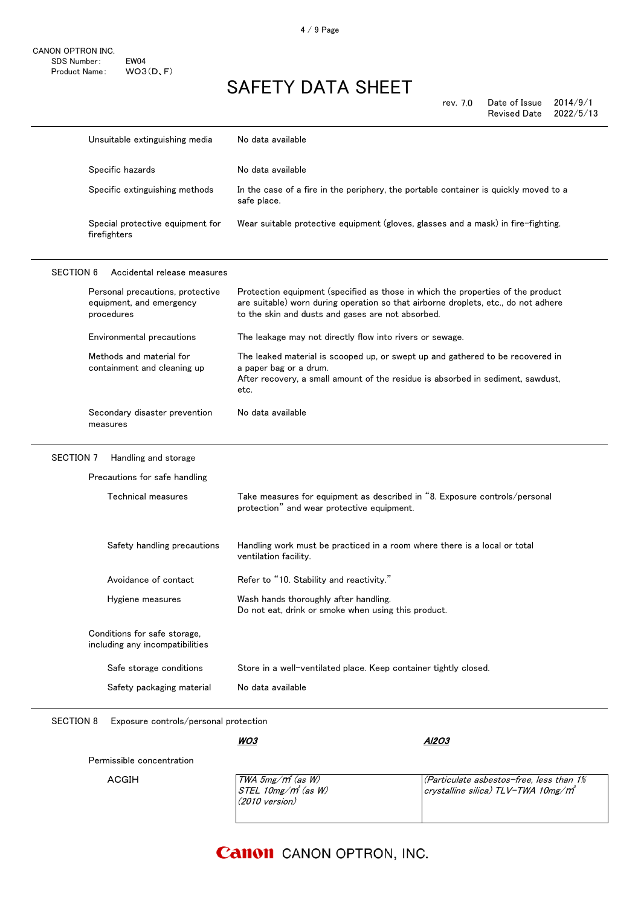| | |
|---|---|
| Unsuitable extinguishing media | No data available |
| Specific hazards | No data available |
| Specific extinguishing methods | In the case of a fire in the periphery, the portable container is quickly moved to a safe place. |
| Special protective equipment for firefighters | Wear suitable protective equipment (gloves, glasses and a mask) in fire-fighting. |

## SECTION 6 Accidental release measures

| | |
|---|---|
| Personal precautions, protective equipment, and emergency procedures | Protection equipment (specified as those in which the properties of the product are suitable) worn during operation so that airborne droplets, etc., do not adhere to the skin and dusts and gases are not absorbed. |
| Environmental precautions | The leakage may not directly flow into rivers or sewage. |
| Methods and material for containment and cleaning up | The leaked material is scooped up, or swept up and gathered to be recovered in a paper bag or a drum.<br>After recovery, a small amount of the residue is absorbed in sediment, sawdust, etc. |
| Secondary disaster prevention measures | No data available |

## SECTION 7 Handling and storage

Precautions for safe handling

| | |
|---|---|
| Technical measures | Take measures for equipment as described in “8. Exposure controls/personal protection” and wear protective equipment. |
| Safety handling precautions | Handling work must be practiced in a room where there is a local or total ventilation facility. |
| Avoidance of contact | Refer to “10. Stability and reactivity.” |
| Hygiene measures | Wash hands thoroughly after handling.<br>Do not eat, drink or smoke when using this product. |

Conditions for safe storage, including any incompatibilities

| | |
|---|---|
| Safe storage conditions | Store in a well-ventilated place. Keep container tightly closed. |
| Safety packaging material | No data available |

## SECTION 8 Exposure controls/personal protection

| | ***WO3*** | ***Al2O3*** |
|---|---|---|
| Permissible concentration | | |
| ACGIH | *TWA 5mg/㎥ (as W)*<br>*STEL 10mg/㎥ (as W)*<br>*(2010 version)* | *(Particulate asbestos-free, less than 1% crystalline silica) TLV-TWA 10mg/㎥* |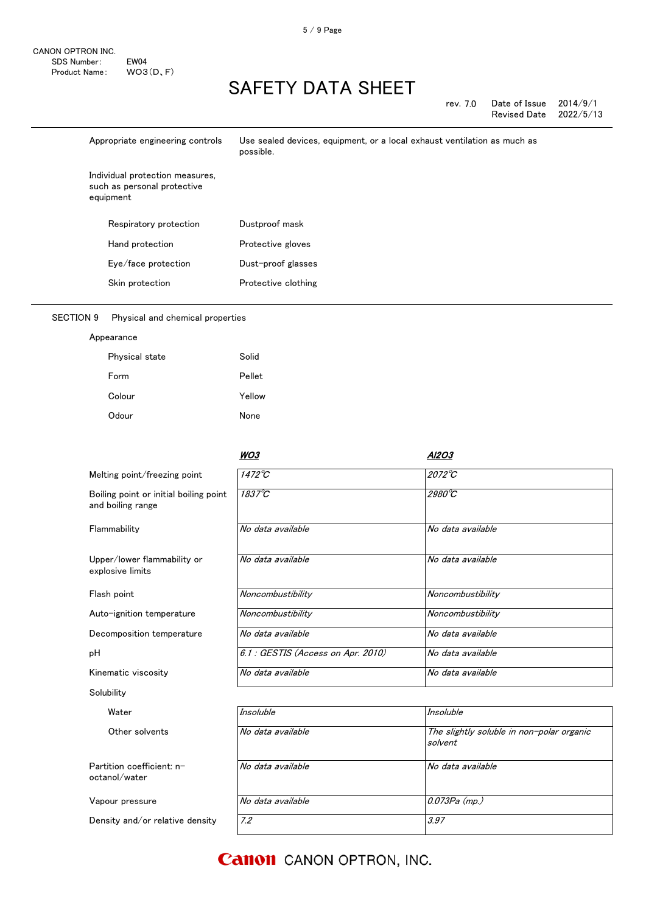| | |
|---|---|
| Appropriate engineering controls | Use sealed devices, equipment, or a local exhaust ventilation as much as possible. |
| Individual protection measures, such as personal protective equipment | |
| Respiratory protection | Dustproof mask |
| Hand protection | Protective gloves |
| Eye/face protection | Dust-proof glasses |
| Skin protection | Protective clothing |

## SECTION 9 Physical and chemical properties

Appearance

| | |
|---|---|
| Physical state | Solid |
| Form | Pellet |
| Colour | Yellow |
| Odour | None |

| | *WO3* | *Al2O3* |
|---|---|---|
| Melting point/freezing point | *1472℃* | *2072℃* |
| Boiling point or initial boiling point and boiling range | *1837℃* | *2980℃* |
| Flammability | *No data available* | *No data available* |
| Upper/lower flammability or explosive limits | *No data available* | *No data available* |
| Flash point | *Noncombustibility* | *Noncombustibility* |
| Auto-ignition temperature | *Noncombustibility* | *Noncombustibility* |
| Decomposition temperature | *No data available* | *No data available* |
| pH | *6.1 : GESTIS (Access on Apr. 2010)* | *No data available* |
| Kinematic viscosity | *No data available* | *No data available* |
| Solubility | | |
| Water | *Insoluble* | *Insoluble* |
| Other solvents | *No data available* | *The slightly soluble in non-polar organic solvent* |
| Partition coefficient: n-octanol/water | *No data available* | *No data available* |
| Vapour pressure | *No data available* | *0.073Pa (mp.)* |
| Density and/or relative density | *7.2* | *3.97* |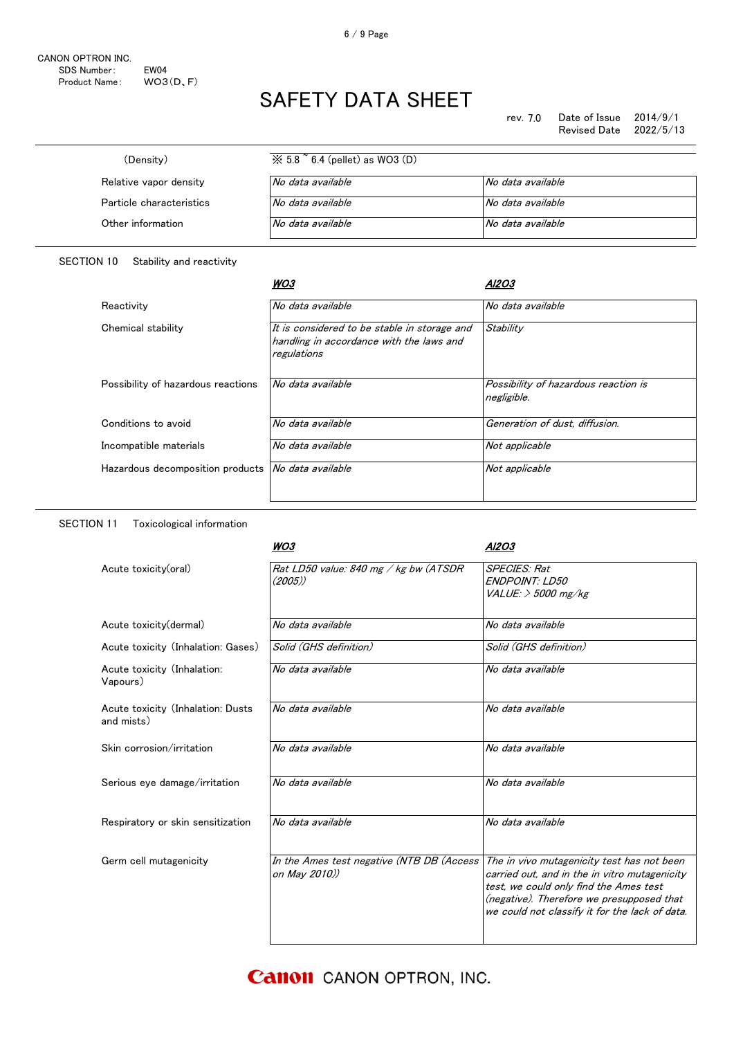CANON OPTRON INC.
SDS Number: EW04
Product Name: WO3(D、F)

# SAFETY DATA SHEET

rev. 7.0 Date of Issue 2014/9/1
Revised Date 2022/5/13

| | | |
|---|---|---|
| (Density) | ※ 5.8 ~ 6.4 (pellet) as WO3 (D) | |
| Relative vapor density | *No data available* | *No data available* |
| Particle characteristics | *No data available* | *No data available* |
| Other information | *No data available* | *No data available* |

## SECTION 10 Stability and reactivity

| | ***WO3*** | ***Al2O3*** |
|---|---|---|
| Reactivity | *No data available* | *No data available* |
| Chemical stability | *It is considered to be stable in storage and handling in accordance with the laws and regulations* | *Stability* |
| Possibility of hazardous reactions | *No data available* | *Possibility of hazardous reaction is negligible.* |
| Conditions to avoid | *No data available* | *Generation of dust, diffusion.* |
| Incompatible materials | *No data available* | *Not applicable* |
| Hazardous decomposition products | *No data available* | *Not applicable* |

## SECTION 11 Toxicological information

| | ***WO3*** | ***Al2O3*** |
|---|---|---|
| Acute toxicity(oral) | *Rat LD50 value: 840 mg / kg bw (ATSDR (2005))* | *SPECIES: Rat ENDPOINT: LD50 VALUE: > 5000 mg/kg* |
| Acute toxicity(dermal) | *No data available* | *No data available* |
| Acute toxicity (Inhalation: Gases) | *Solid (GHS definition)* | *Solid (GHS definition)* |
| Acute toxicity (Inhalation: Vapours) | *No data available* | *No data available* |
| Acute toxicity (Inhalation: Dusts and mists) | *No data available* | *No data available* |
| Skin corrosion/irritation | *No data available* | *No data available* |
| Serious eye damage/irritation | *No data available* | *No data available* |
| Respiratory or skin sensitization | *No data available* | *No data available* |
| Germ cell mutagenicity | *In the Ames test negative (NTB DB (Access on May 2010))* | *The in vivo mutagenicity test has not been carried out, and in the in vitro mutagenicity test, we could only find the Ames test (negative). Therefore we presupposed that we could not classify it for the lack of data.* |

Canon CANON OPTRON, INC.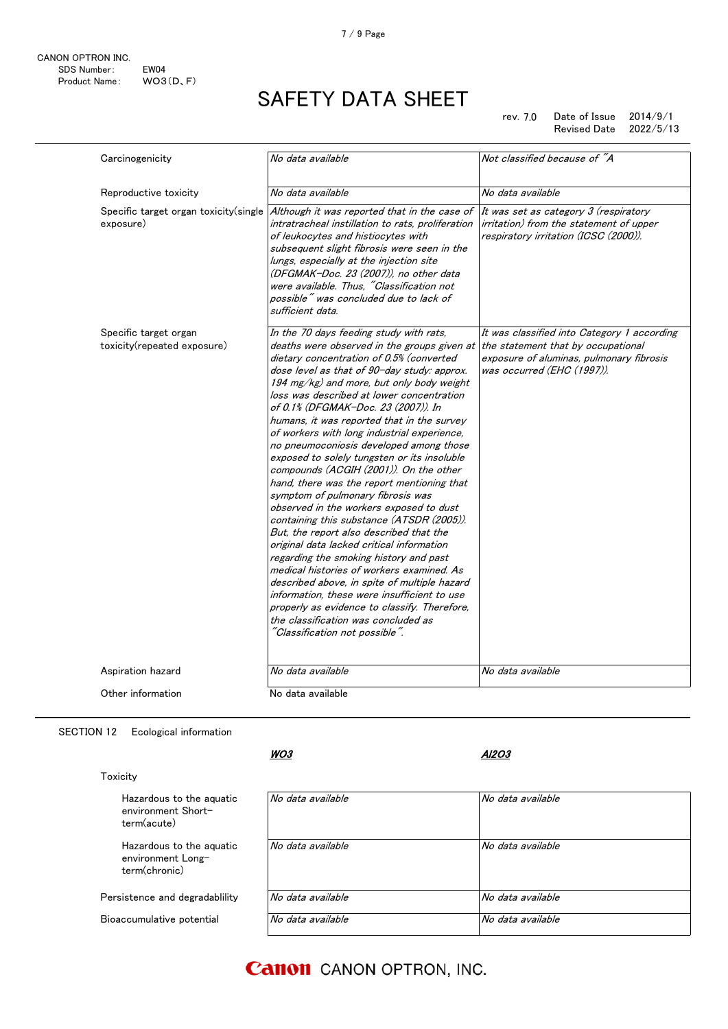| | | |
|---|---|---|
| Carcinogenicity | *No data available* | *Not classified because of "A* |
| Reproductive toxicity | *No data available* | *No data available* |
| Specific target organ toxicity(single exposure) | *Although it was reported that in the case of intratracheal instillation to rats, proliferation of leukocytes and histiocytes with subsequent slight fibrosis were seen in the lungs, especially at the injection site (DFGMAK-Doc. 23 (2007)), no other data were available. Thus, "Classification not possible" was concluded due to lack of sufficient data.* | *It was set as category 3 (respiratory irritation) from the statement of upper respiratory irritation (ICSC (2000)).* |
| Specific target organ toxicity(repeated exposure) | *In the 70 days feeding study with rats, deaths were observed in the groups given at dietary concentration of 0.5% (converted dose level as that of 90-day study: approx. 194 mg/kg) and more, but only body weight loss was described at lower concentration of 0.1% (DFGMAK-Doc. 23 (2007)). In humans, it was reported that in the survey of workers with long industrial experience, no pneumoconiosis developed among those exposed to solely tungsten or its insoluble compounds (ACGIH (2001)). On the other hand, there was the report mentioning that symptom of pulmonary fibrosis was observed in the workers exposed to dust containing this substance (ATSDR (2005)). But, the report also described that the original data lacked critical information regarding the smoking history and past medical histories of workers examined. As described above, in spite of multiple hazard information, these were insufficient to use properly as evidence to classify. Therefore, the classification was concluded as "Classification not possible".* | *It was classified into Category 1 according the statement that by occupational exposure of aluminas, pulmonary fibrosis was occurred (EHC (1997)).* |
| Aspiration hazard | *No data available* | *No data available* |
| Other information | No data available | |

## SECTION 12 Ecological information

| | ***WO3*** | ***Al2O3*** |
|---|---|---|
| Toxicity | | |
| Hazardous to the aquatic environment Short-term(acute) | *No data available* | *No data available* |
| Hazardous to the aquatic environment Long-term(chronic) | *No data available* | *No data available* |
| Persistence and degradablility | *No data available* | *No data available* |
| Bioaccumulative potential | *No data available* | *No data available* |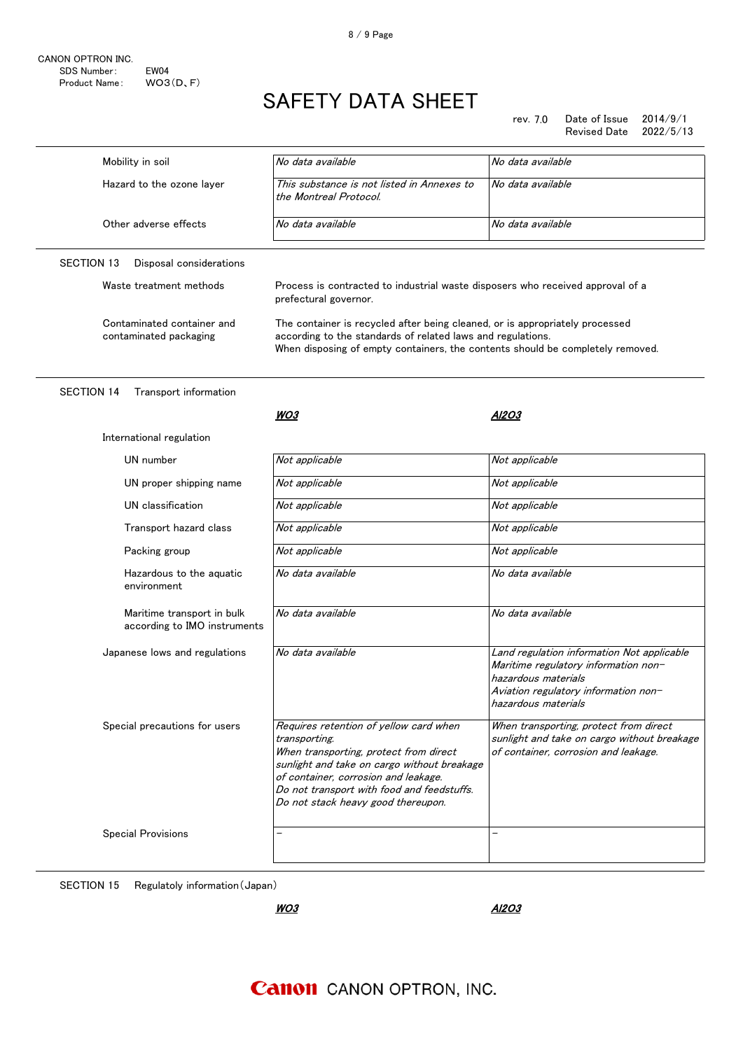CANON OPTRON INC.
SDS Number: EW04
Product Name: WO3(D、F)

# SAFETY DATA SHEET

rev. 7.0 Date of Issue 2014/9/1
Revised Date 2022/5/13

| | | |
|---|---|---|
| Mobility in soil | *No data available* | *No data available* |
| Hazard to the ozone layer | *This substance is not listed in Annexes to the Montreal Protocol.* | *No data available* |
| Other adverse effects | *No data available* | *No data available* |

## SECTION 13 Disposal considerations

| | |
|---|---|
| Waste treatment methods | Process is contracted to industrial waste disposers who received approval of a prefectural governor. |
| Contaminated container and contaminated packaging | The container is recycled after being cleaned, or is appropriately processed according to the standards of related laws and regulations. When disposing of empty containers, the contents should be completely removed. |

## SECTION 14 Transport information

| | ***WO3*** | ***Al2O3*** |
|---|---|---|
| International regulation | | |
| UN number | *Not applicable* | *Not applicable* |
| UN proper shipping name | *Not applicable* | *Not applicable* |
| UN classification | *Not applicable* | *Not applicable* |
| Transport hazard class | *Not applicable* | *Not applicable* |
| Packing group | *Not applicable* | *Not applicable* |
| Hazardous to the aquatic environment | *No data available* | *No data available* |
| Maritime transport in bulk according to IMO instruments | *No data available* | *No data available* |
| Japanese lows and regulations | *No data available* | *Land regulation information Not applicable* *Maritime regulatory information non-hazardous materials* *Aviation regulatory information non-hazardous materials* |
| Special precautions for users | *Requires retention of yellow card when transporting.* *When transporting, protect from direct sunlight and take on cargo without breakage of container, corrosion and leakage.* *Do not transport with food and feedstuffs.* *Do not stack heavy good thereupon.* | *When transporting, protect from direct sunlight and take on cargo without breakage of container, corrosion and leakage.* |
| Special Provisions | − | − |

## SECTION 15 Regulatoly information(Japan)

| ***WO3*** | ***Al2O3*** |
|---|---|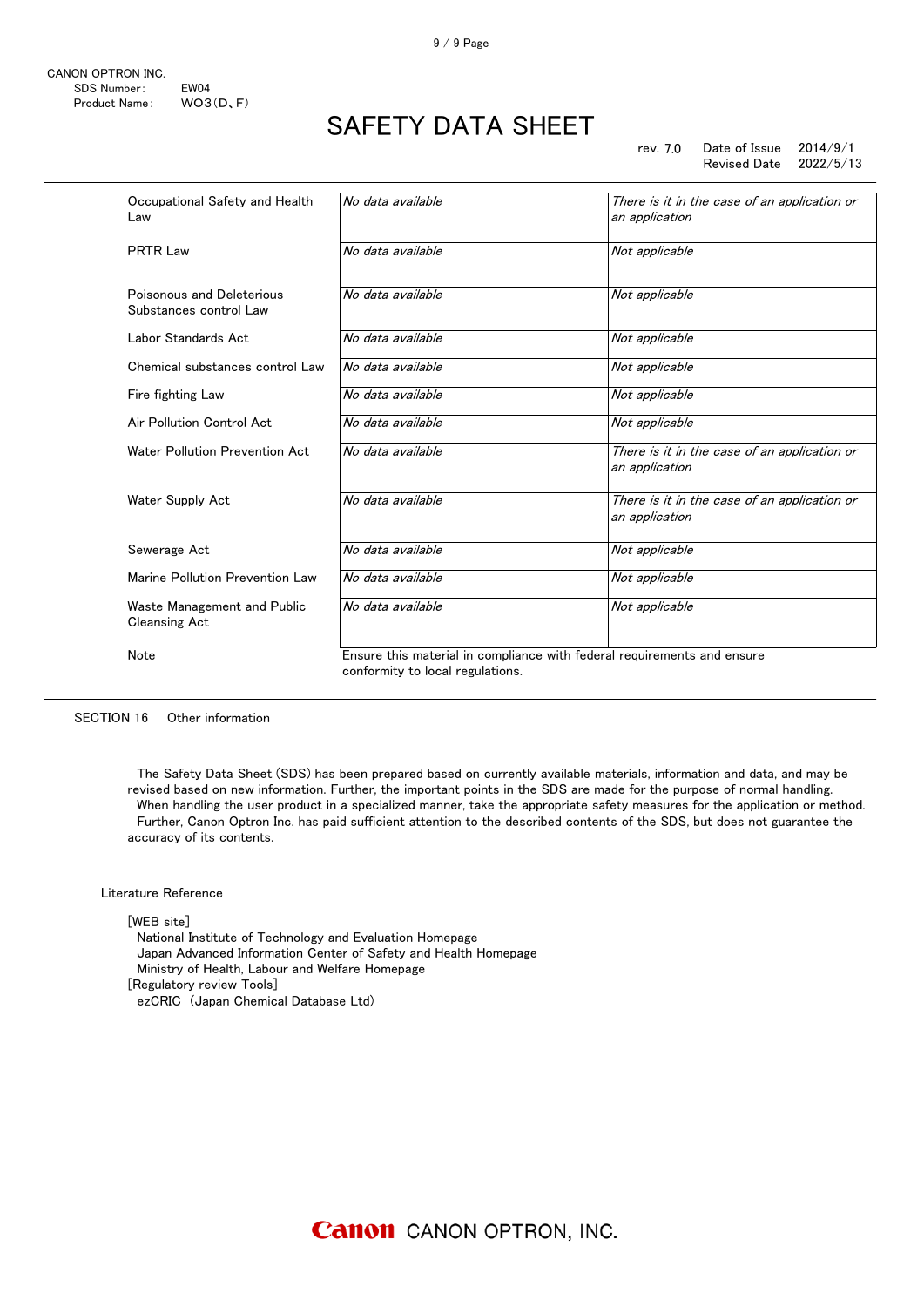CANON OPTRON INC.
SDS Number: EW04
Product Name: WO3(D、F)

# SAFETY DATA SHEET

rev. 7.0 Date of Issue 2014/9/1
Revised Date 2022/5/13

| | | |
|---|---|---|
| Occupational Safety and Health Law | *No data available* | *There is it in the case of an application or an application* |
| PRTR Law | *No data available* | *Not applicable* |
| Poisonous and Deleterious Substances control Law | *No data available* | *Not applicable* |
| Labor Standards Act | *No data available* | *Not applicable* |
| Chemical substances control Law | *No data available* | *Not applicable* |
| Fire fighting Law | *No data available* | *Not applicable* |
| Air Pollution Control Act | *No data available* | *Not applicable* |
| Water Pollution Prevention Act | *No data available* | *There is it in the case of an application or an application* |
| Water Supply Act | *No data available* | *There is it in the case of an application or an application* |
| Sewerage Act | *No data available* | *Not applicable* |
| Marine Pollution Prevention Law | *No data available* | *Not applicable* |
| Waste Management and Public Cleansing Act | *No data available* | *Not applicable* |
| Note | Ensure this material in compliance with federal requirements and ensure conformity to local regulations. | |

## SECTION 16 Other information

The Safety Data Sheet (SDS) has been prepared based on currently available materials, information and data, and may be revised based on new information. Further, the important points in the SDS are made for the purpose of normal handling.
When handling the user product in a specialized manner, take the appropriate safety measures for the application or method.
Further, Canon Optron Inc. has paid sufficient attention to the described contents of the SDS, but does not guarantee the accuracy of its contents.

Literature Reference

[WEB site]
National Institute of Technology and Evaluation Homepage
Japan Advanced Information Center of Safety and Health Homepage
Ministry of Health, Labour and Welfare Homepage
[Regulatory review Tools]
ezCRIC（Japan Chemical Database Ltd)

Canon CANON OPTRON, INC.